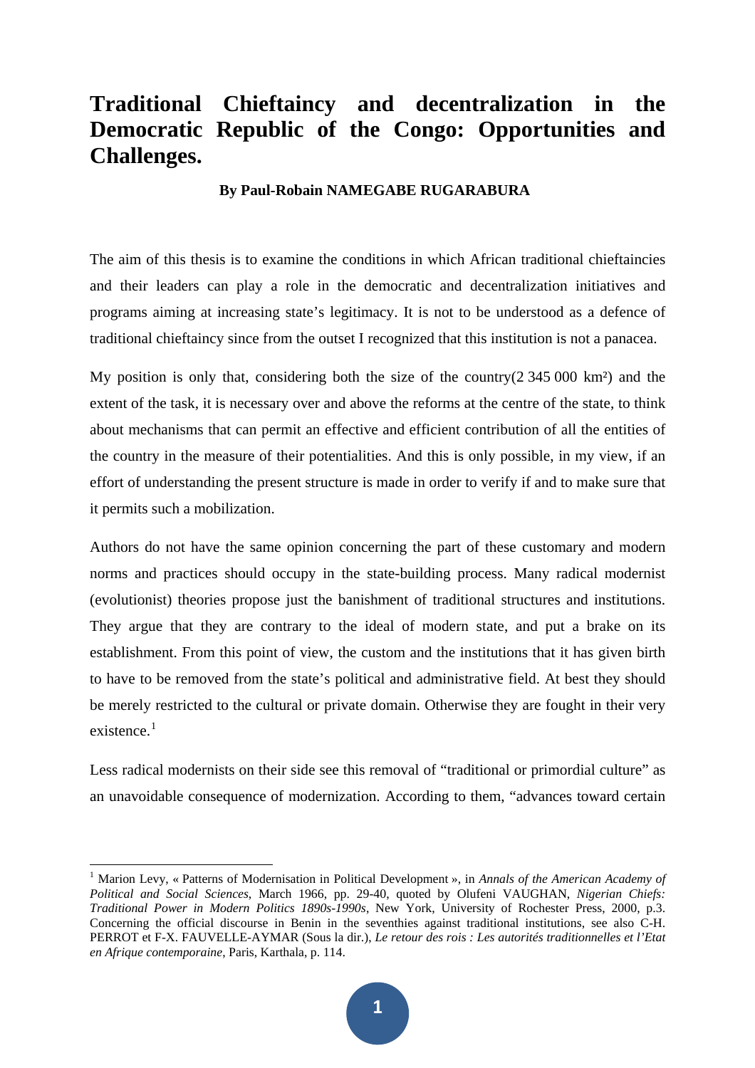# Traditional Chieftaincy and decentralization in the Democratic Republic of the Congo: Opportunities and Challenges.

**By Paul-Robain NAMEGABE RUGARABURA**

The aim of this thesis is to examine the conditions in which African traditional chieftaincies and their leaders can play a role in the democratic and decentralization initiatives and programs aiming at increasing state's legitimacy. It is not to be understood as a defence of traditional chieftaincy since from the outset I recognized that this institution is not a panacea.

My position is only that, considering both the size of the country(2 345 000 km²) and the extent of the task, it is necessary over and above the reforms at the centre of the state, to think about mechanisms that can permit an effective and efficient contribution of all the entities of the country in the measure of their potentialities. And this is only possible, in my view, if an effort of understanding the present structure is made in order to verify if and to make sure that it permits such a mobilization.

Authors do not have the same opinion concerning the part of these customary and modern norms and practices should occupy in the state-building process. Many radical modernist (evolutionist) theories propose just the banishment of traditional structures and institutions. They argue that they are contrary to the ideal of modern state, and put a brake on its establishment. From this point of view, the custom and the institutions that it has given birth to have to be removed from the state's political and administrative field. At best they should be merely restricted to the cultural or private domain. Otherwise they are fought in their very existence.[1]

Less radical modernists on their side see this removal of "traditional or primordial culture" as an unavoidable consequence of modernization. According to them, "advances toward certain

---

[1] Marion Levy, « Patterns of Modernisation in Political Development », in *Annals of the American Academy of Political and Social Sciences*, March 1966, pp. 29-40, quoted by Olufeni VAUGHAN, *Nigerian Chiefs: Traditional Power in Modern Politics 1890s-1990s*, New York, University of Rochester Press, 2000, p.3. Concerning the official discourse in Benin in the seventhies against traditional institutions, see also C-H. PERROT et F-X. FAUVELLE-AYMAR (Sous la dir.), *Le retour des rois : Les autorités traditionnelles et l'Etat en Afrique contemporaine*, Paris, Karthala, p. 114.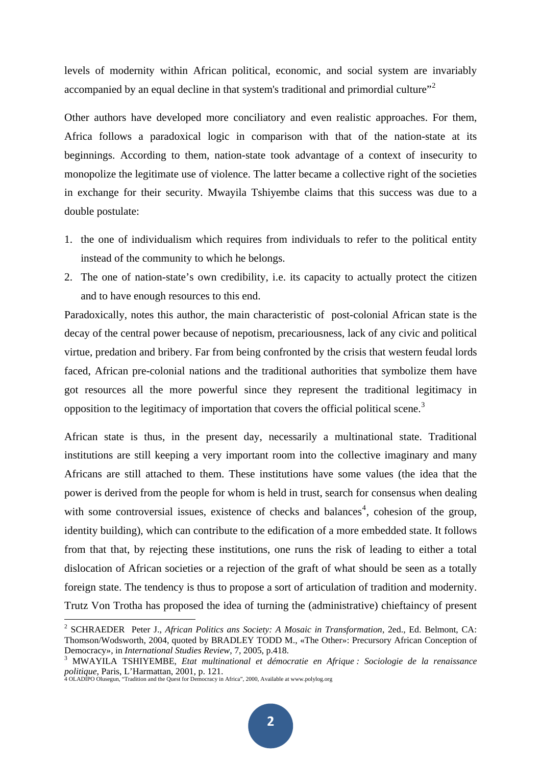levels of modernity within African political, economic, and social system are invariably accompanied by an equal decline in that system's traditional and primordial culture"[2]

Other authors have developed more conciliatory and even realistic approaches. For them, Africa follows a paradoxical logic in comparison with that of the nation-state at its beginnings. According to them, nation-state took advantage of a context of insecurity to monopolize the legitimate use of violence. The latter became a collective right of the societies in exchange for their security. Mwayila Tshiyembe claims that this success was due to a double postulate:

1. the one of individualism which requires from individuals to refer to the political entity instead of the community to which he belongs.
2. The one of nation-state's own credibility, i.e. its capacity to actually protect the citizen and to have enough resources to this end.

Paradoxically, notes this author, the main characteristic of post-colonial African state is the decay of the central power because of nepotism, precariousness, lack of any civic and political virtue, predation and bribery. Far from being confronted by the crisis that western feudal lords faced, African pre-colonial nations and the traditional authorities that symbolize them have got resources all the more powerful since they represent the traditional legitimacy in opposition to the legitimacy of importation that covers the official political scene.[3]

African state is thus, in the present day, necessarily a multinational state. Traditional institutions are still keeping a very important room into the collective imaginary and many Africans are still attached to them. These institutions have some values (the idea that the power is derived from the people for whom is held in trust, search for consensus when dealing with some controversial issues, existence of checks and balances[4], cohesion of the group, identity building), which can contribute to the edification of a more embedded state. It follows from that that, by rejecting these institutions, one runs the risk of leading to either a total dislocation of African societies or a rejection of the graft of what should be seen as a totally foreign state. The tendency is thus to propose a sort of articulation of tradition and modernity. Trutz Von Trotha has proposed the idea of turning the (administrative) chieftaincy of present

---

[2] SCHRAEDER Peter J., *African Politics ans Society: A Mosaic in Transformation*, 2ed., Ed. Belmont, CA: Thomson/Wodsworth, 2004, quoted by BRADLEY TODD M., «The Other»: Precursory African Conception of Democracy», in *International Studies Review*, 7, 2005, p.418.

[3] MWAYILA TSHIYEMBE, *Etat multinational et démocratie en Afrique : Sociologie de la renaissance politique*, Paris, L'Harmattan, 2001, p. 121.

[4] OLADIPO Olusegun, "Tradition and the Quest for Democracy in Africa", 2000, Available at www.polylog.org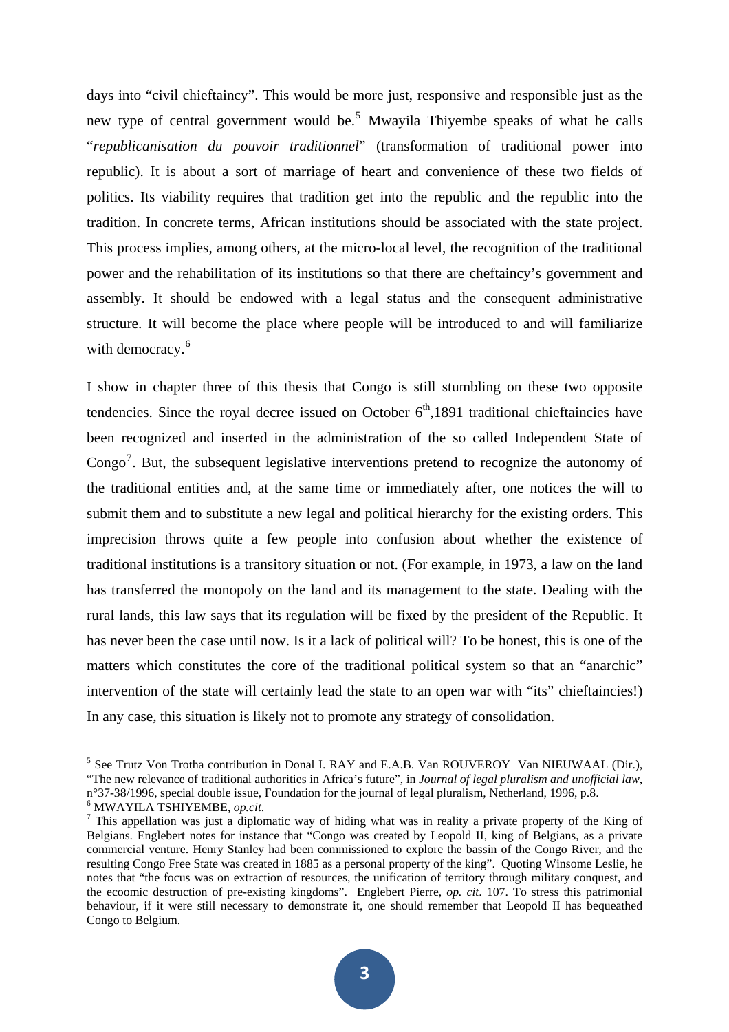days into "civil chieftaincy". This would be more just, responsive and responsible just as the new type of central government would be.[5] Mwayila Thiyembe speaks of what he calls "*republicanisation du pouvoir traditionnel*" (transformation of traditional power into republic). It is about a sort of marriage of heart and convenience of these two fields of politics. Its viability requires that tradition get into the republic and the republic into the tradition. In concrete terms, African institutions should be associated with the state project. This process implies, among others, at the micro-local level, the recognition of the traditional power and the rehabilitation of its institutions so that there are cheftaincy's government and assembly. It should be endowed with a legal status and the consequent administrative structure. It will become the place where people will be introduced to and will familiarize with democracy.[6]

I show in chapter three of this thesis that Congo is still stumbling on these two opposite tendencies. Since the royal decree issued on October 6th,1891 traditional chieftaincies have been recognized and inserted in the administration of the so called Independent State of Congo[7]. But, the subsequent legislative interventions pretend to recognize the autonomy of the traditional entities and, at the same time or immediately after, one notices the will to submit them and to substitute a new legal and political hierarchy for the existing orders. This imprecision throws quite a few people into confusion about whether the existence of traditional institutions is a transitory situation or not. (For example, in 1973, a law on the land has transferred the monopoly on the land and its management to the state. Dealing with the rural lands, this law says that its regulation will be fixed by the president of the Republic. It has never been the case until now. Is it a lack of political will? To be honest, this is one of the matters which constitutes the core of the traditional political system so that an "anarchic" intervention of the state will certainly lead the state to an open war with "its" chieftaincies!) In any case, this situation is likely not to promote any strategy of consolidation.

---

[5] See Trutz Von Trotha contribution in Donal I. RAY and E.A.B. Van ROUVEROY Van NIEUWAAL (Dir.), "The new relevance of traditional authorities in Africa's future", in *Journal of legal pluralism and unofficial law*, n°37-38/1996, special double issue, Foundation for the journal of legal pluralism, Netherland, 1996, p.8.

[6] MWAYILA TSHIYEMBE, *op.cit.*

[7] This appellation was just a diplomatic way of hiding what was in reality a private property of the King of Belgians. Englebert notes for instance that "Congo was created by Leopold II, king of Belgians, as a private commercial venture. Henry Stanley had been commissioned to explore the bassin of the Congo River, and the resulting Congo Free State was created in 1885 as a personal property of the king". Quoting Winsome Leslie, he notes that "the focus was on extraction of resources, the unification of territory through military conquest, and the ecoomic destruction of pre-existing kingdoms". Englebert Pierre, *op. cit*. 107. To stress this patrimonial behaviour, if it were still necessary to demonstrate it, one should remember that Leopold II has bequeathed Congo to Belgium.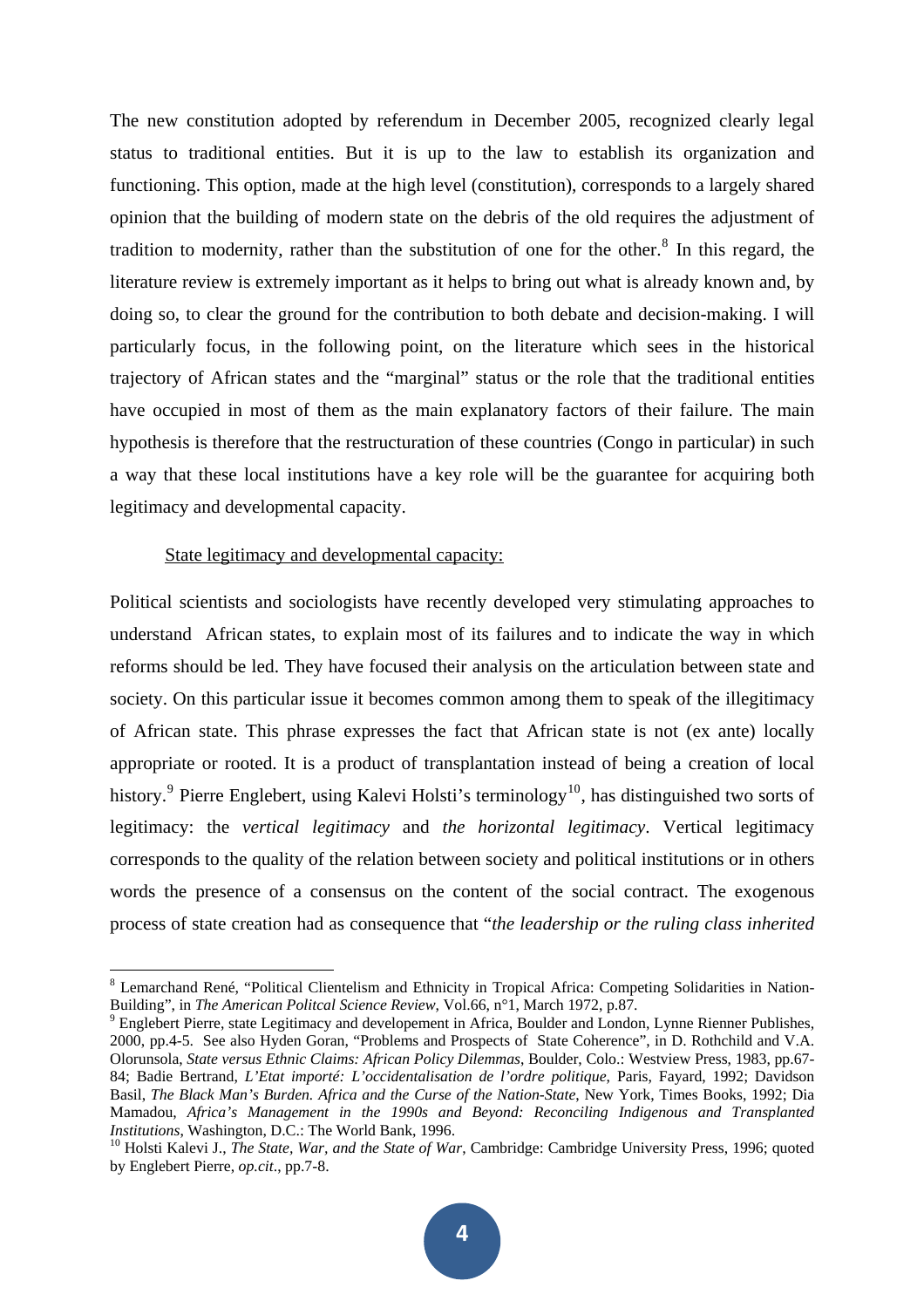The new constitution adopted by referendum in December 2005, recognized clearly legal status to traditional entities. But it is up to the law to establish its organization and functioning. This option, made at the high level (constitution), corresponds to a largely shared opinion that the building of modern state on the debris of the old requires the adjustment of tradition to modernity, rather than the substitution of one for the other.[8] In this regard, the literature review is extremely important as it helps to bring out what is already known and, by doing so, to clear the ground for the contribution to both debate and decision-making. I will particularly focus, in the following point, on the literature which sees in the historical trajectory of African states and the "marginal" status or the role that the traditional entities have occupied in most of them as the main explanatory factors of their failure. The main hypothesis is therefore that the restructuration of these countries (Congo in particular) in such a way that these local institutions have a key role will be the guarantee for acquiring both legitimacy and developmental capacity.

State legitimacy and developmental capacity:

Political scientists and sociologists have recently developed very stimulating approaches to understand African states, to explain most of its failures and to indicate the way in which reforms should be led. They have focused their analysis on the articulation between state and society. On this particular issue it becomes common among them to speak of the illegitimacy of African state. This phrase expresses the fact that African state is not (ex ante) locally appropriate or rooted. It is a product of transplantation instead of being a creation of local history.[9] Pierre Englebert, using Kalevi Holsti's terminology[10], has distinguished two sorts of legitimacy: the *vertical legitimacy* and *the horizontal legitimacy*. Vertical legitimacy corresponds to the quality of the relation between society and political institutions or in others words the presence of a consensus on the content of the social contract. The exogenous process of state creation had as consequence that "*the leadership or the ruling class inherited*

---

[8] Lemarchand René, "Political Clientelism and Ethnicity in Tropical Africa: Competing Solidarities in Nation-Building", in *The American Politcal Science Review*, Vol.66, n°1, March 1972, p.87.

[9] Englebert Pierre, state Legitimacy and developement in Africa, Boulder and London, Lynne Rienner Publishes, 2000, pp.4-5. See also Hyden Goran, "Problems and Prospects of State Coherence", in D. Rothchild and V.A. Olorunsola, *State versus Ethnic Claims: African Policy Dilemmas*, Boulder, Colo.: Westview Press, 1983, pp.67-84; Badie Bertrand, *L'Etat importé: L'occidentalisation de l'ordre politique*, Paris, Fayard, 1992; Davidson Basil, *The Black Man's Burden. Africa and the Curse of the Nation-State*, New York, Times Books, 1992; Dia Mamadou, *Africa's Management in the 1990s and Beyond: Reconciling Indigenous and Transplanted Institutions*, Washington, D.C.: The World Bank, 1996.

[10] Holsti Kalevi J., *The State, War, and the State of War*, Cambridge: Cambridge University Press, 1996; quoted by Englebert Pierre, *op.cit*., pp.7-8.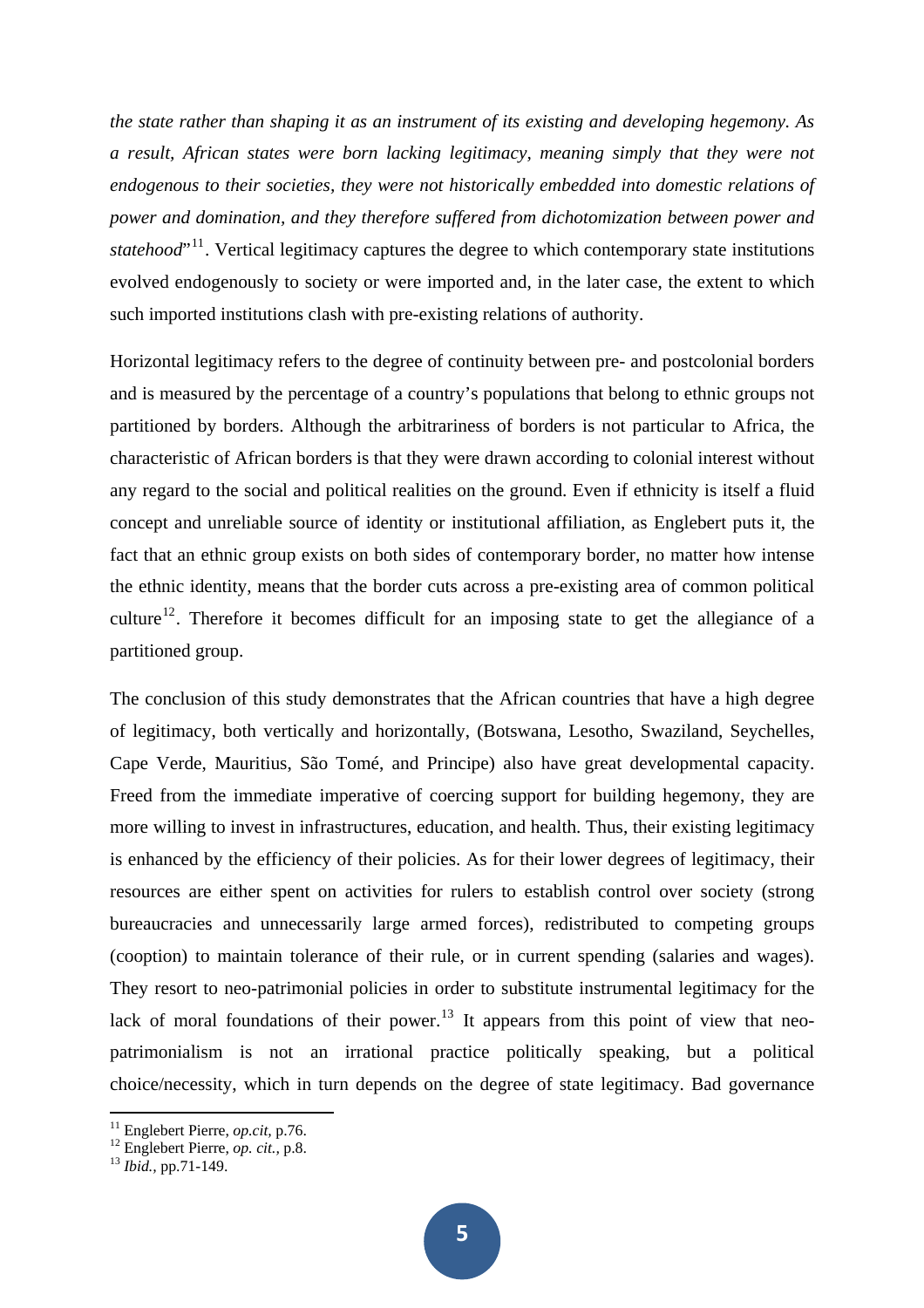*the state rather than shaping it as an instrument of its existing and developing hegemony. As a result, African states were born lacking legitimacy, meaning simply that they were not endogenous to their societies, they were not historically embedded into domestic relations of power and domination, and they therefore suffered from dichotomization between power and statehood*"[11]. Vertical legitimacy captures the degree to which contemporary state institutions evolved endogenously to society or were imported and, in the later case, the extent to which such imported institutions clash with pre-existing relations of authority.

Horizontal legitimacy refers to the degree of continuity between pre- and postcolonial borders and is measured by the percentage of a country's populations that belong to ethnic groups not partitioned by borders. Although the arbitrariness of borders is not particular to Africa, the characteristic of African borders is that they were drawn according to colonial interest without any regard to the social and political realities on the ground. Even if ethnicity is itself a fluid concept and unreliable source of identity or institutional affiliation, as Englebert puts it, the fact that an ethnic group exists on both sides of contemporary border, no matter how intense the ethnic identity, means that the border cuts across a pre-existing area of common political culture[12]. Therefore it becomes difficult for an imposing state to get the allegiance of a partitioned group.

The conclusion of this study demonstrates that the African countries that have a high degree of legitimacy, both vertically and horizontally, (Botswana, Lesotho, Swaziland, Seychelles, Cape Verde, Mauritius, São Tomé, and Principe) also have great developmental capacity. Freed from the immediate imperative of coercing support for building hegemony, they are more willing to invest in infrastructures, education, and health. Thus, their existing legitimacy is enhanced by the efficiency of their policies. As for their lower degrees of legitimacy, their resources are either spent on activities for rulers to establish control over society (strong bureaucracies and unnecessarily large armed forces), redistributed to competing groups (cooption) to maintain tolerance of their rule, or in current spending (salaries and wages). They resort to neo-patrimonial policies in order to substitute instrumental legitimacy for the lack of moral foundations of their power.[13] It appears from this point of view that neo-patrimonialism is not an irrational practice politically speaking, but a political choice/necessity, which in turn depends on the degree of state legitimacy. Bad governance

[11] Englebert Pierre, *op.cit*, p.76.
[12] Englebert Pierre, *op. cit.*, p.8.
[13] *Ibid.*, pp.71-149.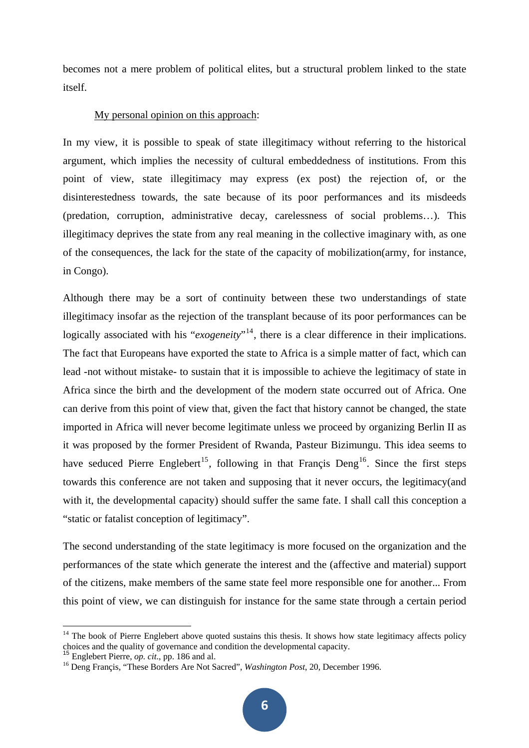becomes not a mere problem of political elites, but a structural problem linked to the state itself.

<u>My personal opinion on this approach</u>:

In my view, it is possible to speak of state illegitimacy without referring to the historical argument, which implies the necessity of cultural embeddedness of institutions. From this point of view, state illegitimacy may express (ex post) the rejection of, or the disinterestedness towards, the sate because of its poor performances and its misdeeds (predation, corruption, administrative decay, carelessness of social problems…). This illegitimacy deprives the state from any real meaning in the collective imaginary with, as one of the consequences, the lack for the state of the capacity of mobilization(army, for instance, in Congo).

Although there may be a sort of continuity between these two understandings of state illegitimacy insofar as the rejection of the transplant because of its poor performances can be logically associated with his "*exogeneity*"[14], there is a clear difference in their implications. The fact that Europeans have exported the state to Africa is a simple matter of fact, which can lead -not without mistake- to sustain that it is impossible to achieve the legitimacy of state in Africa since the birth and the development of the modern state occurred out of Africa. One can derive from this point of view that, given the fact that history cannot be changed, the state imported in Africa will never become legitimate unless we proceed by organizing Berlin II as it was proposed by the former President of Rwanda, Pasteur Bizimungu. This idea seems to have seduced Pierre Englebert[15], following in that Françis Deng[16]. Since the first steps towards this conference are not taken and supposing that it never occurs, the legitimacy(and with it, the developmental capacity) should suffer the same fate. I shall call this conception a "static or fatalist conception of legitimacy".

The second understanding of the state legitimacy is more focused on the organization and the performances of the state which generate the interest and the (affective and material) support of the citizens, make members of the same state feel more responsible one for another... From this point of view, we can distinguish for instance for the same state through a certain period

---

[14] The book of Pierre Englebert above quoted sustains this thesis. It shows how state legitimacy affects policy choices and the quality of governance and condition the developmental capacity.

[15] Englebert Pierre, *op. cit.*, pp. 186 and al.

[16] Deng Françis, "These Borders Are Not Sacred", *Washington Post*, 20, December 1996.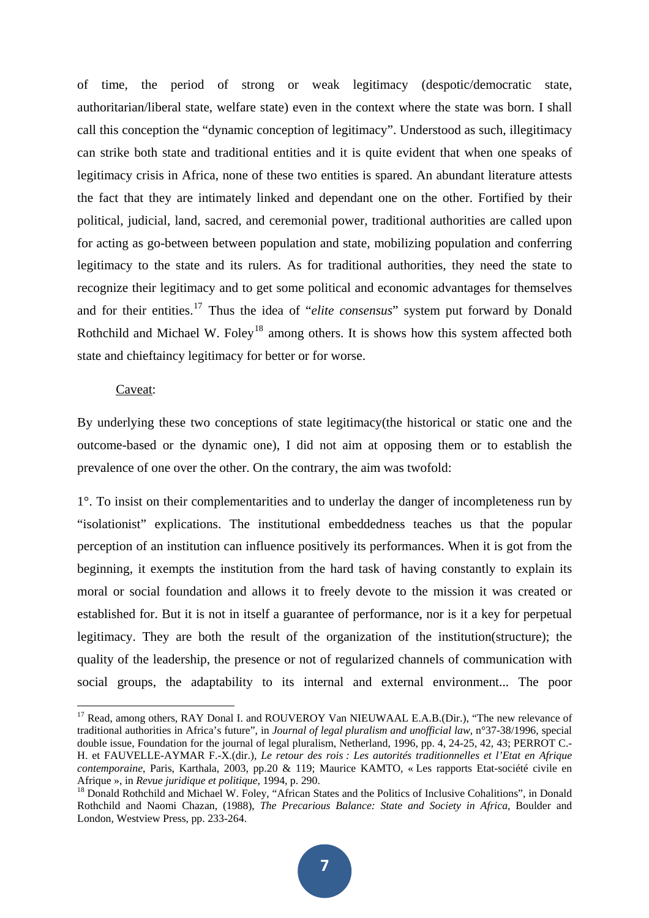of time, the period of strong or weak legitimacy (despotic/democratic state, authoritarian/liberal state, welfare state) even in the context where the state was born. I shall call this conception the "dynamic conception of legitimacy". Understood as such, illegitimacy can strike both state and traditional entities and it is quite evident that when one speaks of legitimacy crisis in Africa, none of these two entities is spared. An abundant literature attests the fact that they are intimately linked and dependant one on the other. Fortified by their political, judicial, land, sacred, and ceremonial power, traditional authorities are called upon for acting as go-between between population and state, mobilizing population and conferring legitimacy to the state and its rulers. As for traditional authorities, they need the state to recognize their legitimacy and to get some political and economic advantages for themselves and for their entities.[17] Thus the idea of "*elite consensus*" system put forward by Donald Rothchild and Michael W. Foley[18] among others. It is shows how this system affected both state and chieftaincy legitimacy for better or for worse.

Caveat:

By underlying these two conceptions of state legitimacy(the historical or static one and the outcome-based or the dynamic one), I did not aim at opposing them or to establish the prevalence of one over the other. On the contrary, the aim was twofold:

1°. To insist on their complementarities and to underlay the danger of incompleteness run by "isolationist" explications. The institutional embeddedness teaches us that the popular perception of an institution can influence positively its performances. When it is got from the beginning, it exempts the institution from the hard task of having constantly to explain its moral or social foundation and allows it to freely devote to the mission it was created or established for. But it is not in itself a guarantee of performance, nor is it a key for perpetual legitimacy. They are both the result of the organization of the institution(structure); the quality of the leadership, the presence or not of regularized channels of communication with social groups, the adaptability to its internal and external environment... The poor

---

[17] Read, among others, RAY Donal I. and ROUVEROY Van NIEUWAAL E.A.B.(Dir.), "The new relevance of traditional authorities in Africa's future", in *Journal of legal pluralism and unofficial law*, n°37-38/1996, special double issue, Foundation for the journal of legal pluralism, Netherland, 1996, pp. 4, 24-25, 42, 43; PERROT C.-H. et FAUVELLE-AYMAR F.-X.(dir.), *Le retour des rois : Les autorités traditionnelles et l'Etat en Afrique contemporaine*, Paris, Karthala, 2003, pp.20 & 119; Maurice KAMTO, « Les rapports Etat-société civile en Afrique », in *Revue juridique et politique*, 1994, p. 290.

[18] Donald Rothchild and Michael W. Foley, "African States and the Politics of Inclusive Cohalitions", in Donald Rothchild and Naomi Chazan, (1988), *The Precarious Balance: State and Society in Africa*, Boulder and London, Westview Press, pp. 233-264.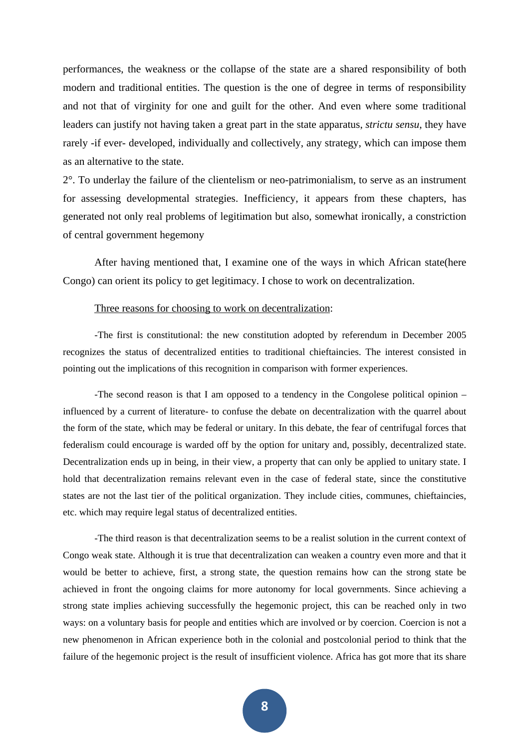performances, the weakness or the collapse of the state are a shared responsibility of both modern and traditional entities. The question is the one of degree in terms of responsibility and not that of virginity for one and guilt for the other. And even where some traditional leaders can justify not having taken a great part in the state apparatus, *strictu sensu*, they have rarely -if ever- developed, individually and collectively, any strategy, which can impose them as an alternative to the state.

2°. To underlay the failure of the clientelism or neo-patrimonialism, to serve as an instrument for assessing developmental strategies. Inefficiency, it appears from these chapters, has generated not only real problems of legitimation but also, somewhat ironically, a constriction of central government hegemony

After having mentioned that, I examine one of the ways in which African state(here Congo) can orient its policy to get legitimacy. I chose to work on decentralization.

<u>Three reasons for choosing to work on decentralization</u>:

-The first is constitutional: the new constitution adopted by referendum in December 2005 recognizes the status of decentralized entities to traditional chieftaincies. The interest consisted in pointing out the implications of this recognition in comparison with former experiences.

-The second reason is that I am opposed to a tendency in the Congolese political opinion – influenced by a current of literature- to confuse the debate on decentralization with the quarrel about the form of the state, which may be federal or unitary. In this debate, the fear of centrifugal forces that federalism could encourage is warded off by the option for unitary and, possibly, decentralized state. Decentralization ends up in being, in their view, a property that can only be applied to unitary state. I hold that decentralization remains relevant even in the case of federal state, since the constitutive states are not the last tier of the political organization. They include cities, communes, chieftaincies, etc. which may require legal status of decentralized entities.

-The third reason is that decentralization seems to be a realist solution in the current context of Congo weak state. Although it is true that decentralization can weaken a country even more and that it would be better to achieve, first, a strong state, the question remains how can the strong state be achieved in front the ongoing claims for more autonomy for local governments. Since achieving a strong state implies achieving successfully the hegemonic project, this can be reached only in two ways: on a voluntary basis for people and entities which are involved or by coercion. Coercion is not a new phenomenon in African experience both in the colonial and postcolonial period to think that the failure of the hegemonic project is the result of insufficient violence. Africa has got more that its share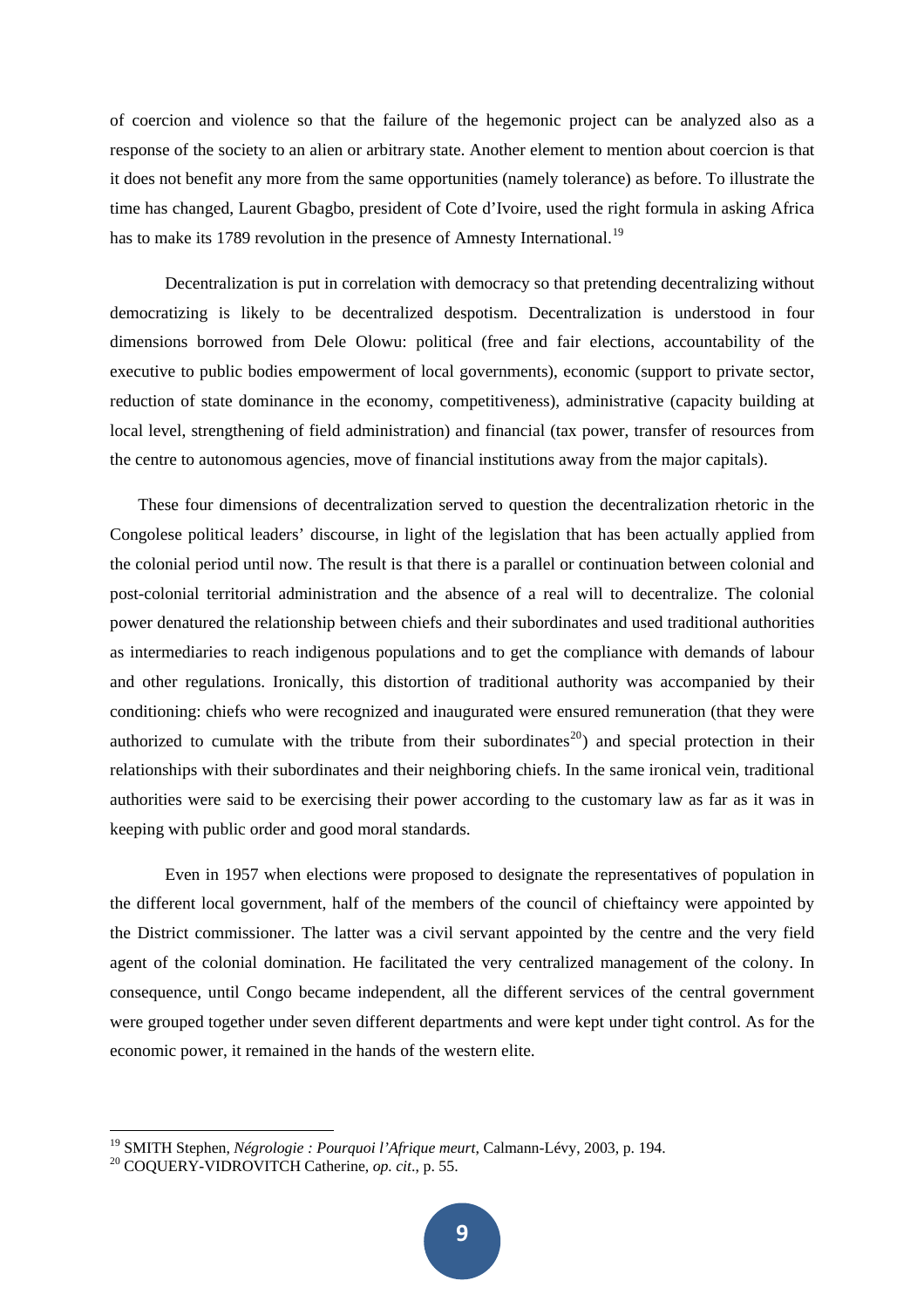of coercion and violence so that the failure of the hegemonic project can be analyzed also as a response of the society to an alien or arbitrary state. Another element to mention about coercion is that it does not benefit any more from the same opportunities (namely tolerance) as before. To illustrate the time has changed, Laurent Gbagbo, president of Cote d'Ivoire, used the right formula in asking Africa has to make its 1789 revolution in the presence of Amnesty International.[19]

Decentralization is put in correlation with democracy so that pretending decentralizing without democratizing is likely to be decentralized despotism. Decentralization is understood in four dimensions borrowed from Dele Olowu: political (free and fair elections, accountability of the executive to public bodies empowerment of local governments), economic (support to private sector, reduction of state dominance in the economy, competitiveness), administrative (capacity building at local level, strengthening of field administration) and financial (tax power, transfer of resources from the centre to autonomous agencies, move of financial institutions away from the major capitals).

These four dimensions of decentralization served to question the decentralization rhetoric in the Congolese political leaders' discourse, in light of the legislation that has been actually applied from the colonial period until now. The result is that there is a parallel or continuation between colonial and post-colonial territorial administration and the absence of a real will to decentralize. The colonial power denatured the relationship between chiefs and their subordinates and used traditional authorities as intermediaries to reach indigenous populations and to get the compliance with demands of labour and other regulations. Ironically, this distortion of traditional authority was accompanied by their conditioning: chiefs who were recognized and inaugurated were ensured remuneration (that they were authorized to cumulate with the tribute from their subordinates[20]) and special protection in their relationships with their subordinates and their neighboring chiefs. In the same ironical vein, traditional authorities were said to be exercising their power according to the customary law as far as it was in keeping with public order and good moral standards.

Even in 1957 when elections were proposed to designate the representatives of population in the different local government, half of the members of the council of chieftaincy were appointed by the District commissioner. The latter was a civil servant appointed by the centre and the very field agent of the colonial domination. He facilitated the very centralized management of the colony. In consequence, until Congo became independent, all the different services of the central government were grouped together under seven different departments and were kept under tight control. As for the economic power, it remained in the hands of the western elite.

---

[19] SMITH Stephen, *Négrologie : Pourquoi l'Afrique meurt*, Calmann-Lévy, 2003, p. 194.

[20] COQUERY-VIDROVITCH Catherine, *op. cit*., p. 55.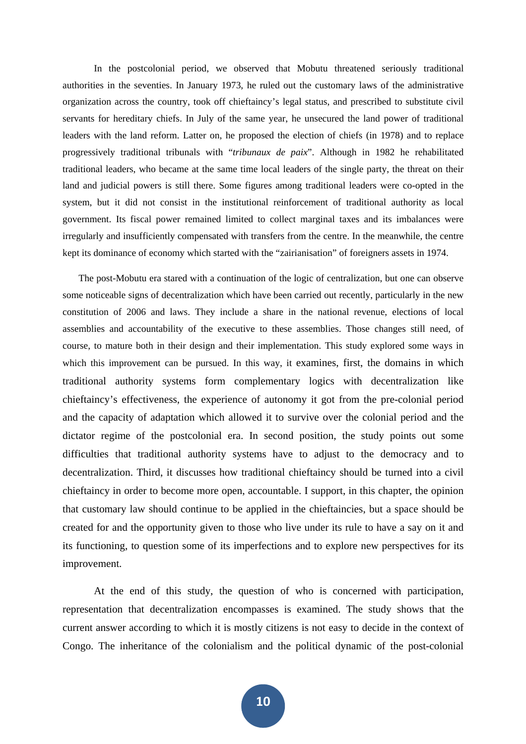In the postcolonial period, we observed that Mobutu threatened seriously traditional authorities in the seventies. In January 1973, he ruled out the customary laws of the administrative organization across the country, took off chieftaincy's legal status, and prescribed to substitute civil servants for hereditary chiefs. In July of the same year, he unsecured the land power of traditional leaders with the land reform. Latter on, he proposed the election of chiefs (in 1978) and to replace progressively traditional tribunals with "*tribunaux de paix*". Although in 1982 he rehabilitated traditional leaders, who became at the same time local leaders of the single party, the threat on their land and judicial powers is still there. Some figures among traditional leaders were co-opted in the system, but it did not consist in the institutional reinforcement of traditional authority as local government. Its fiscal power remained limited to collect marginal taxes and its imbalances were irregularly and insufficiently compensated with transfers from the centre. In the meanwhile, the centre kept its dominance of economy which started with the "zairianisation" of foreigners assets in 1974.

The post-Mobutu era stared with a continuation of the logic of centralization, but one can observe some noticeable signs of decentralization which have been carried out recently, particularly in the new constitution of 2006 and laws. They include a share in the national revenue, elections of local assemblies and accountability of the executive to these assemblies. Those changes still need, of course, to mature both in their design and their implementation. This study explored some ways in which this improvement can be pursued. In this way, it examines, first, the domains in which traditional authority systems form complementary logics with decentralization like chieftaincy's effectiveness, the experience of autonomy it got from the pre-colonial period and the capacity of adaptation which allowed it to survive over the colonial period and the dictator regime of the postcolonial era. In second position, the study points out some difficulties that traditional authority systems have to adjust to the democracy and to decentralization. Third, it discusses how traditional chieftaincy should be turned into a civil chieftaincy in order to become more open, accountable. I support, in this chapter, the opinion that customary law should continue to be applied in the chieftaincies, but a space should be created for and the opportunity given to those who live under its rule to have a say on it and its functioning, to question some of its imperfections and to explore new perspectives for its improvement.

At the end of this study, the question of who is concerned with participation, representation that decentralization encompasses is examined. The study shows that the current answer according to which it is mostly citizens is not easy to decide in the context of Congo. The inheritance of the colonialism and the political dynamic of the post-colonial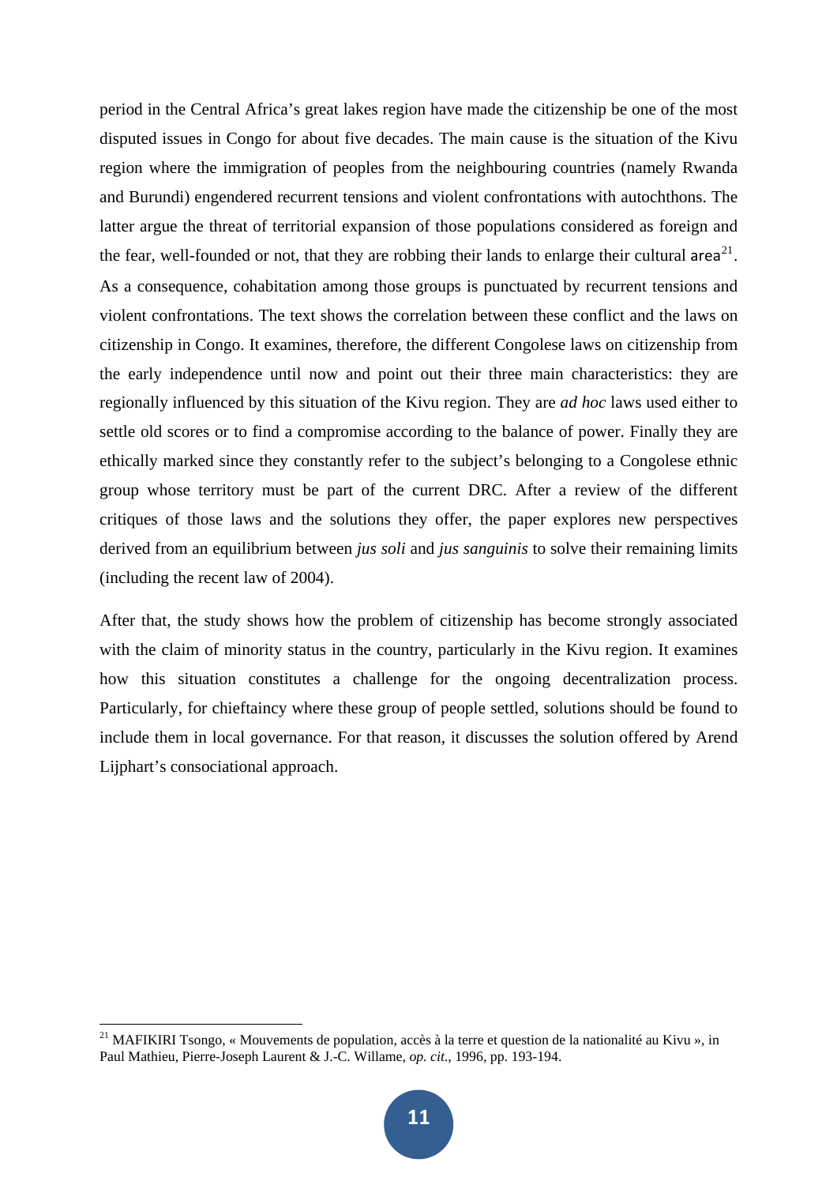period in the Central Africa's great lakes region have made the citizenship be one of the most disputed issues in Congo for about five decades. The main cause is the situation of the Kivu region where the immigration of peoples from the neighbouring countries (namely Rwanda and Burundi) engendered recurrent tensions and violent confrontations with autochthons. The latter argue the threat of territorial expansion of those populations considered as foreign and the fear, well-founded or not, that they are robbing their lands to enlarge their cultural area[21]. As a consequence, cohabitation among those groups is punctuated by recurrent tensions and violent confrontations. The text shows the correlation between these conflict and the laws on citizenship in Congo. It examines, therefore, the different Congolese laws on citizenship from the early independence until now and point out their three main characteristics: they are regionally influenced by this situation of the Kivu region. They are *ad hoc* laws used either to settle old scores or to find a compromise according to the balance of power. Finally they are ethically marked since they constantly refer to the subject's belonging to a Congolese ethnic group whose territory must be part of the current DRC. After a review of the different critiques of those laws and the solutions they offer, the paper explores new perspectives derived from an equilibrium between *jus soli* and *jus sanguinis* to solve their remaining limits (including the recent law of 2004).

After that, the study shows how the problem of citizenship has become strongly associated with the claim of minority status in the country, particularly in the Kivu region. It examines how this situation constitutes a challenge for the ongoing decentralization process. Particularly, for chieftaincy where these group of people settled, solutions should be found to include them in local governance. For that reason, it discusses the solution offered by Arend Lijphart's consociational approach.

---

[21] MAFIKIRI Tsongo, « Mouvements de population, accès à la terre et question de la nationalité au Kivu », in Paul Mathieu, Pierre-Joseph Laurent & J.-C. Willame, *op. cit*., 1996, pp. 193-194.